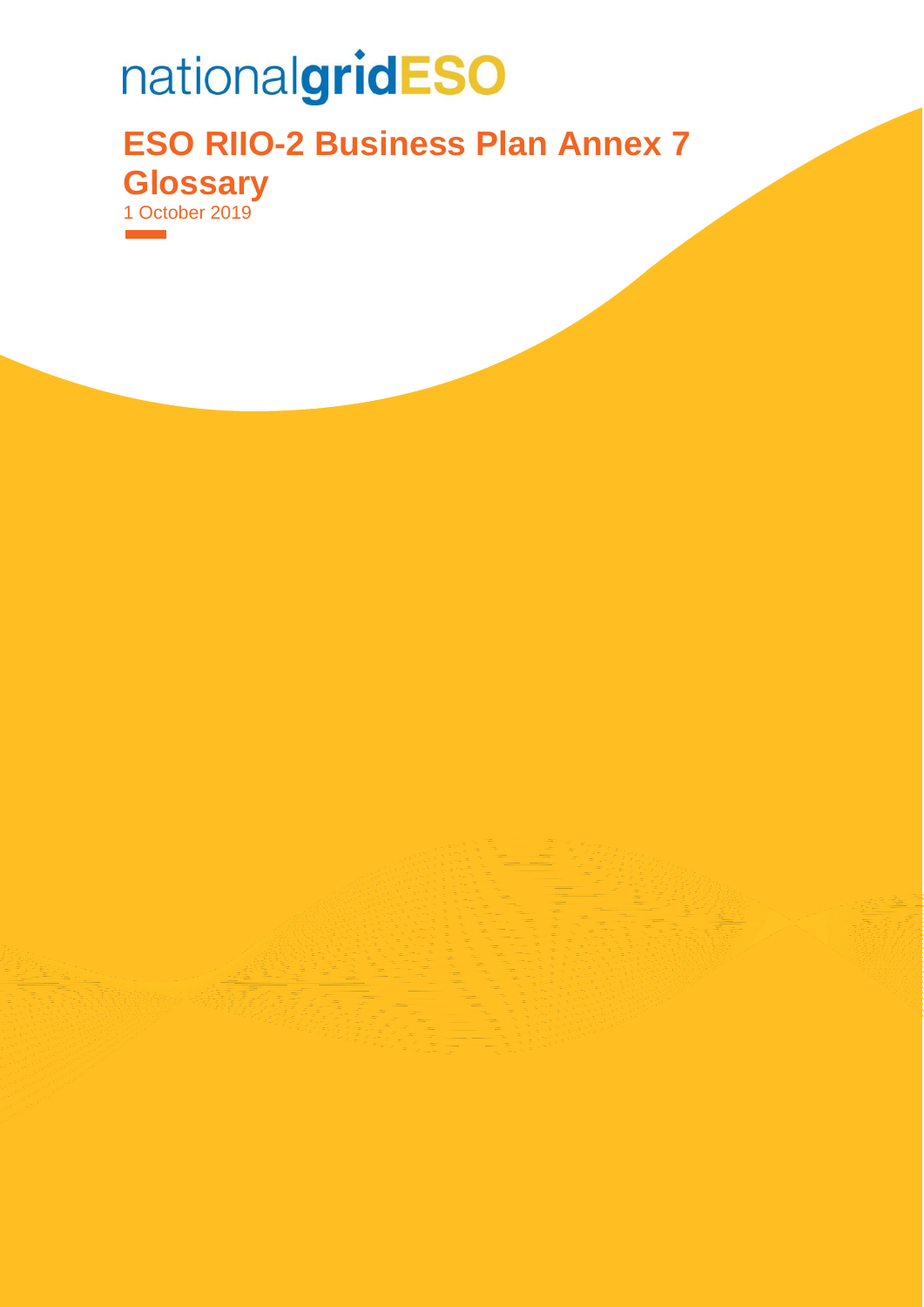nationalgridESO

# ESO RIIO-2 Business Plan Annex 7 Glossary

1 October 2019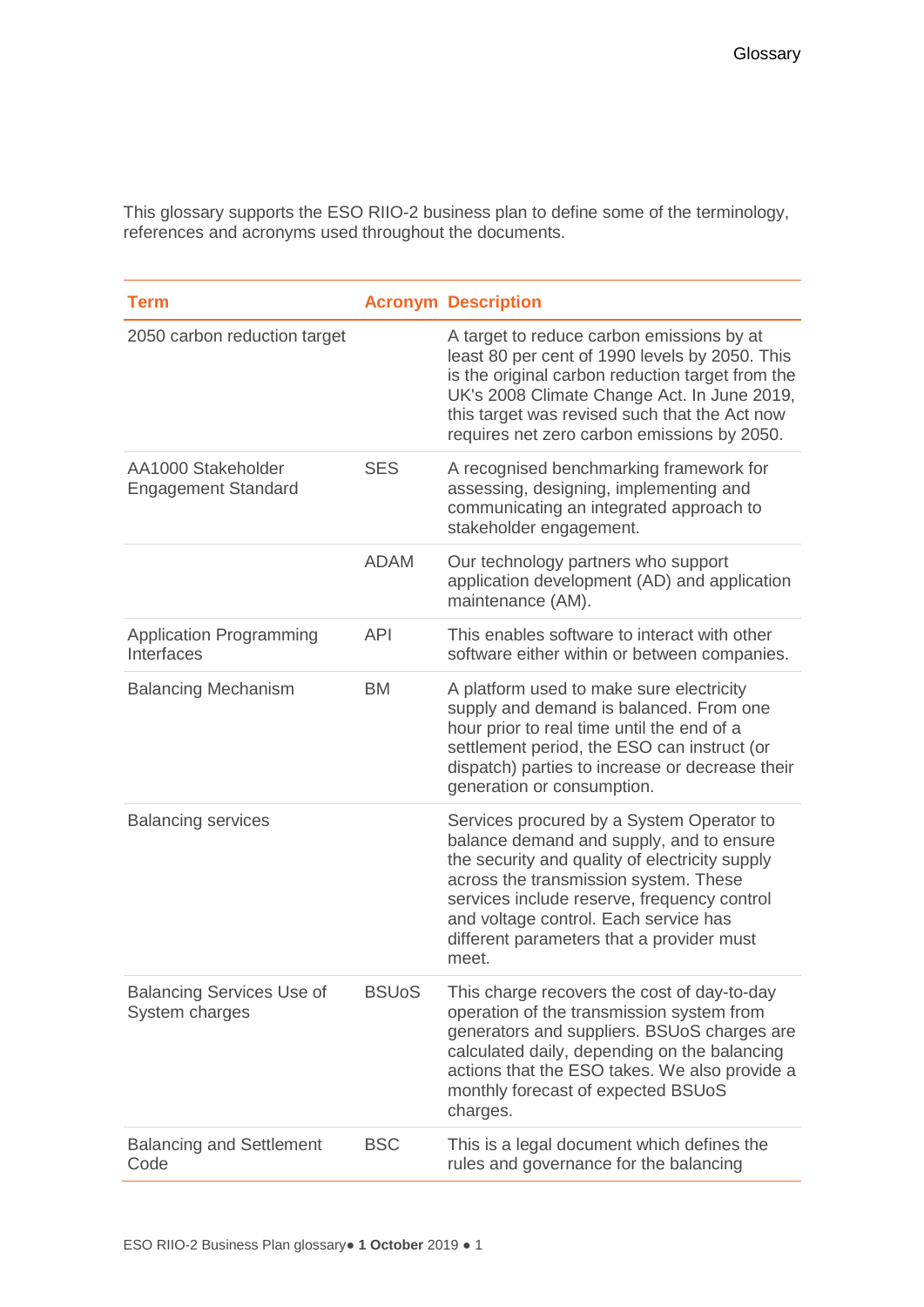This glossary supports the ESO RIIO-2 business plan to define some of the terminology, references and acronyms used throughout the documents.

| Term | Acronym | Description |
| --- | --- | --- |
| 2050 carbon reduction target | | A target to reduce carbon emissions by at least 80 per cent of 1990 levels by 2050. This is the original carbon reduction target from the UK's 2008 Climate Change Act. In June 2019, this target was revised such that the Act now requires net zero carbon emissions by 2050. |
| AA1000 Stakeholder Engagement Standard | SES | A recognised benchmarking framework for assessing, designing, implementing and communicating an integrated approach to stakeholder engagement. |
| | ADAM | Our technology partners who support application development (AD) and application maintenance (AM). |
| Application Programming Interfaces | API | This enables software to interact with other software either within or between companies. |
| Balancing Mechanism | BM | A platform used to make sure electricity supply and demand is balanced. From one hour prior to real time until the end of a settlement period, the ESO can instruct (or dispatch) parties to increase or decrease their generation or consumption. |
| Balancing services | | Services procured by a System Operator to balance demand and supply, and to ensure the security and quality of electricity supply across the transmission system. These services include reserve, frequency control and voltage control. Each service has different parameters that a provider must meet. |
| Balancing Services Use of System charges | BSUoS | This charge recovers the cost of day-to-day operation of the transmission system from generators and suppliers. BSUoS charges are calculated daily, depending on the balancing actions that the ESO takes. We also provide a monthly forecast of expected BSUoS charges. |
| Balancing and Settlement Code | BSC | This is a legal document which defines the rules and governance for the balancing |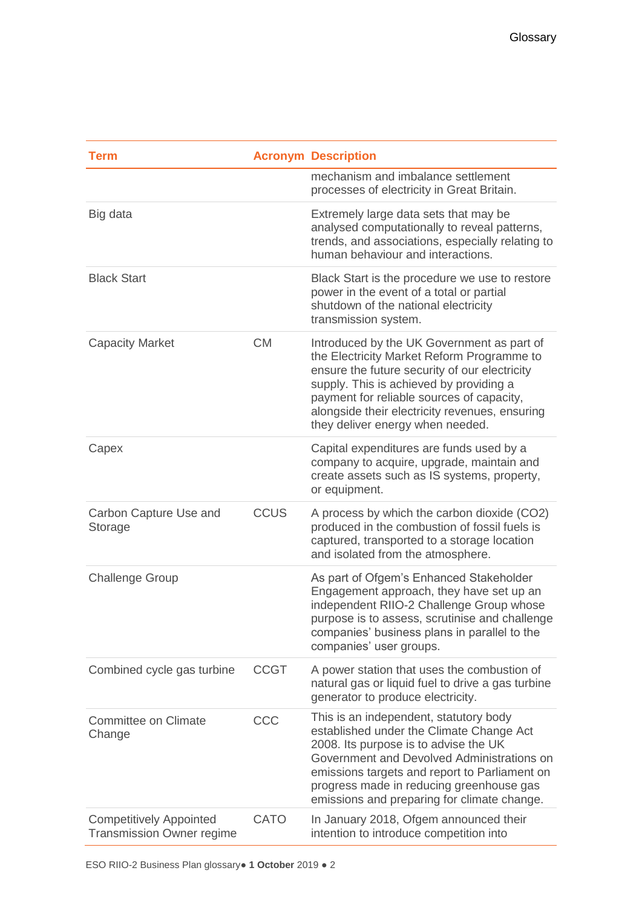| Term | Acronym | Description |
|---|---|---|
| | | mechanism and imbalance settlement processes of electricity in Great Britain. |
| Big data | | Extremely large data sets that may be analysed computationally to reveal patterns, trends, and associations, especially relating to human behaviour and interactions. |
| Black Start | | Black Start is the procedure we use to restore power in the event of a total or partial shutdown of the national electricity transmission system. |
| Capacity Market | CM | Introduced by the UK Government as part of the Electricity Market Reform Programme to ensure the future security of our electricity supply. This is achieved by providing a payment for reliable sources of capacity, alongside their electricity revenues, ensuring they deliver energy when needed. |
| Capex | | Capital expenditures are funds used by a company to acquire, upgrade, maintain and create assets such as IS systems, property, or equipment. |
| Carbon Capture Use and Storage | CCUS | A process by which the carbon dioxide ($CO_2$) produced in the combustion of fossil fuels is captured, transported to a storage location and isolated from the atmosphere. |
| Challenge Group | | As part of Ofgem's Enhanced Stakeholder Engagement approach, they have set up an independent RIIO-2 Challenge Group whose purpose is to assess, scrutinise and challenge companies' business plans in parallel to the companies' user groups. |
| Combined cycle gas turbine | CCGT | A power station that uses the combustion of natural gas or liquid fuel to drive a gas turbine generator to produce electricity. |
| Committee on Climate Change | CCC | This is an independent, statutory body established under the Climate Change Act 2008. Its purpose is to advise the UK Government and Devolved Administrations on emissions targets and report to Parliament on progress made in reducing greenhouse gas emissions and preparing for climate change. |
| Competitively Appointed Transmission Owner regime | CATO | In January 2018, Ofgem announced their intention to introduce competition into |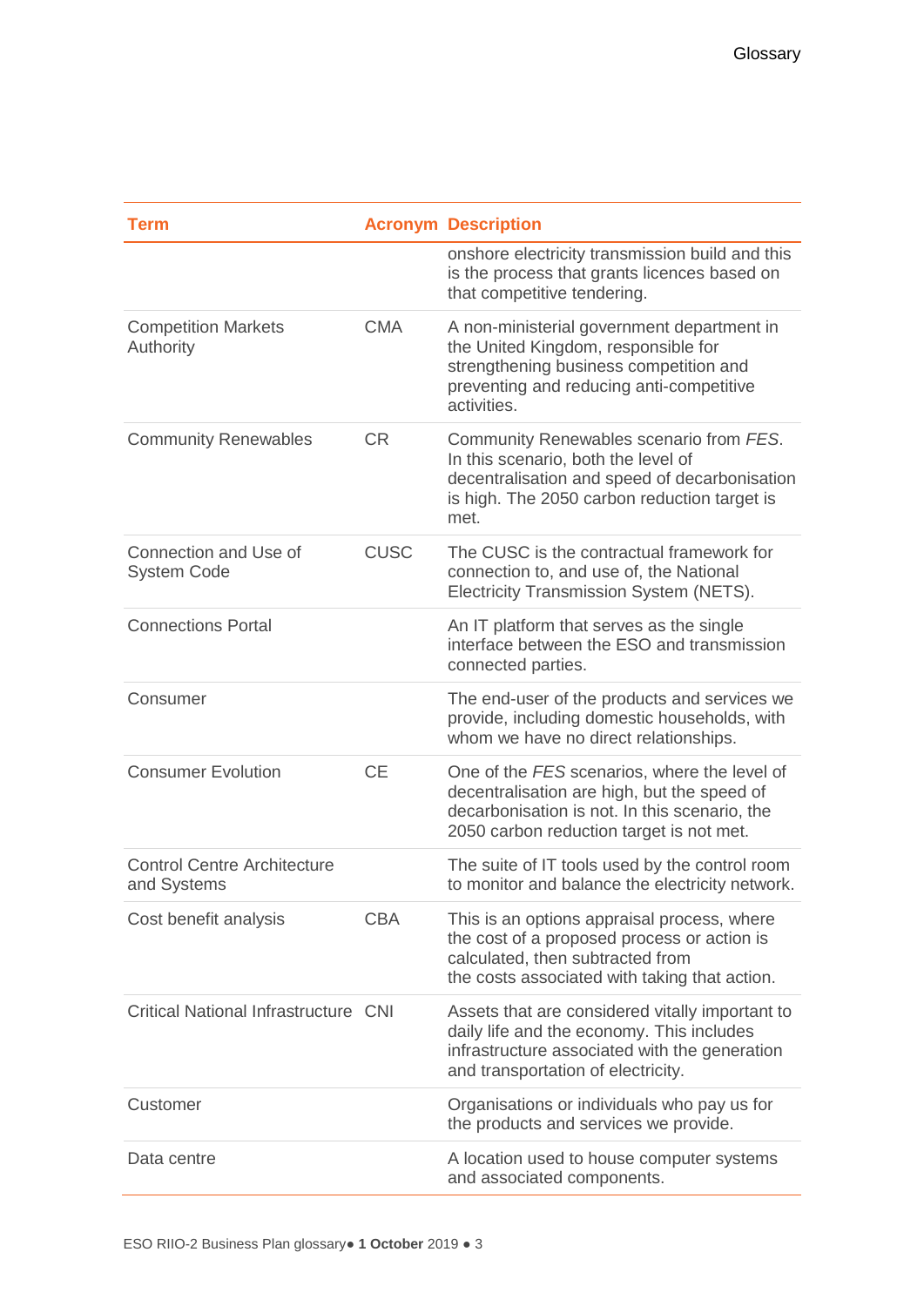| Term | Acronym | Description |
|---|---|---|
| | | onshore electricity transmission build and this is the process that grants licences based on that competitive tendering. |
| Competition Markets Authority | CMA | A non-ministerial government department in the United Kingdom, responsible for strengthening business competition and preventing and reducing anti-competitive activities. |
| Community Renewables | CR | Community Renewables scenario from *FES*. In this scenario, both the level of decentralisation and speed of decarbonisation is high. The 2050 carbon reduction target is met. |
| Connection and Use of System Code | CUSC | The CUSC is the contractual framework for connection to, and use of, the National Electricity Transmission System (NETS). |
| Connections Portal | | An IT platform that serves as the single interface between the ESO and transmission connected parties. |
| Consumer | | The end-user of the products and services we provide, including domestic households, with whom we have no direct relationships. |
| Consumer Evolution | CE | One of the *FES* scenarios, where the level of decentralisation are high, but the speed of decarbonisation is not. In this scenario, the 2050 carbon reduction target is not met. |
| Control Centre Architecture and Systems | | The suite of IT tools used by the control room to monitor and balance the electricity network. |
| Cost benefit analysis | CBA | This is an options appraisal process, where the cost of a proposed process or action is calculated, then subtracted from the costs associated with taking that action. |
| Critical National Infrastructure | CNI | Assets that are considered vitally important to daily life and the economy. This includes infrastructure associated with the generation and transportation of electricity. |
| Customer | | Organisations or individuals who pay us for the products and services we provide. |
| Data centre | | A location used to house computer systems and associated components. |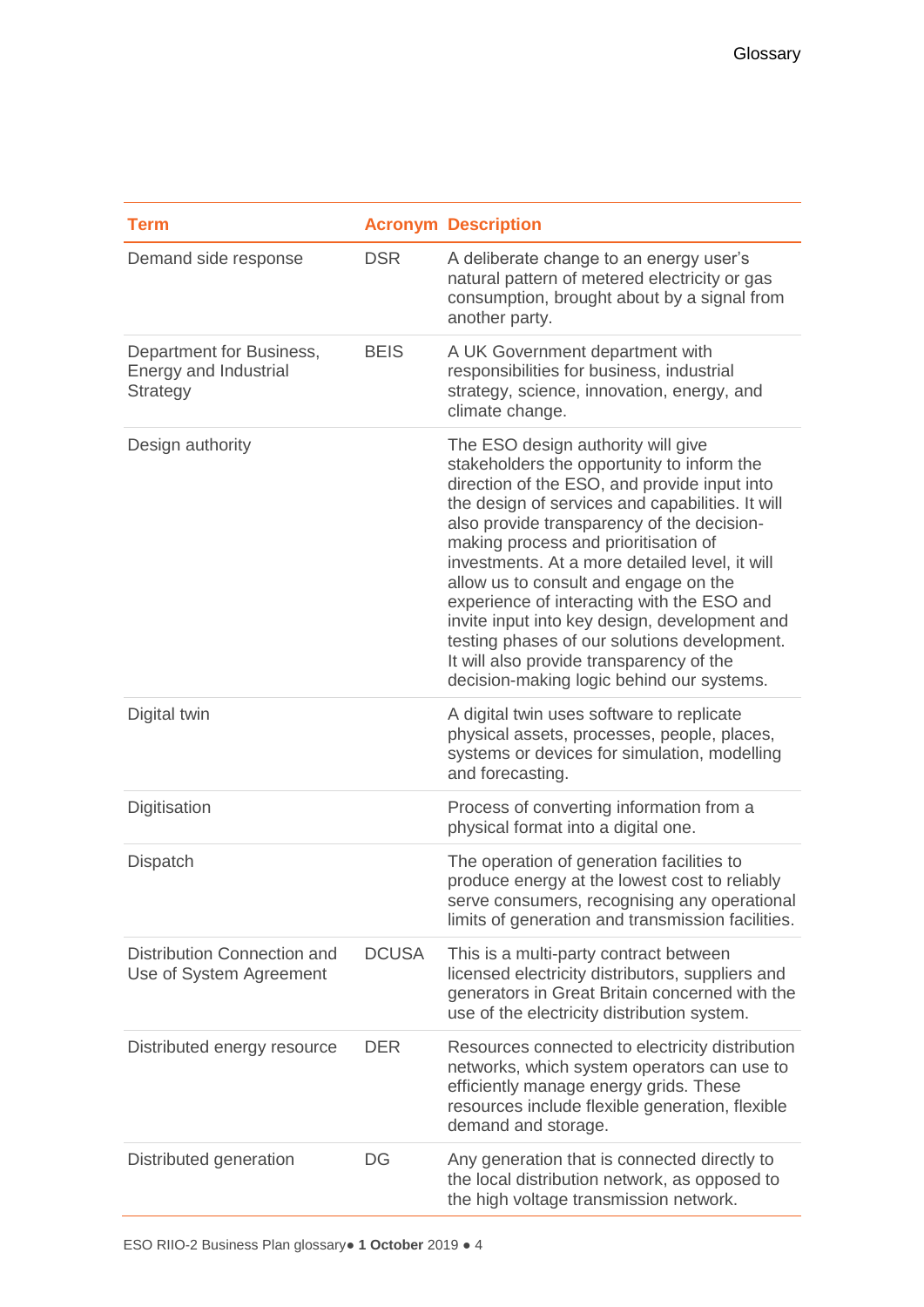| Term | Acronym | Description |
|---|---|---|
| Demand side response | DSR | A deliberate change to an energy user's natural pattern of metered electricity or gas consumption, brought about by a signal from another party. |
| Department for Business, Energy and Industrial Strategy | BEIS | A UK Government department with responsibilities for business, industrial strategy, science, innovation, energy, and climate change. |
| Design authority | | The ESO design authority will give stakeholders the opportunity to inform the direction of the ESO, and provide input into the design of services and capabilities. It will also provide transparency of the decision-making process and prioritisation of investments. At a more detailed level, it will allow us to consult and engage on the experience of interacting with the ESO and invite input into key design, development and testing phases of our solutions development. It will also provide transparency of the decision-making logic behind our systems. |
| Digital twin | | A digital twin uses software to replicate physical assets, processes, people, places, systems or devices for simulation, modelling and forecasting. |
| Digitisation | | Process of converting information from a physical format into a digital one. |
| Dispatch | | The operation of generation facilities to produce energy at the lowest cost to reliably serve consumers, recognising any operational limits of generation and transmission facilities. |
| Distribution Connection and Use of System Agreement | DCUSA | This is a multi-party contract between licensed electricity distributors, suppliers and generators in Great Britain concerned with the use of the electricity distribution system. |
| Distributed energy resource | DER | Resources connected to electricity distribution networks, which system operators can use to efficiently manage energy grids. These resources include flexible generation, flexible demand and storage. |
| Distributed generation | DG | Any generation that is connected directly to the local distribution network, as opposed to the high voltage transmission network. |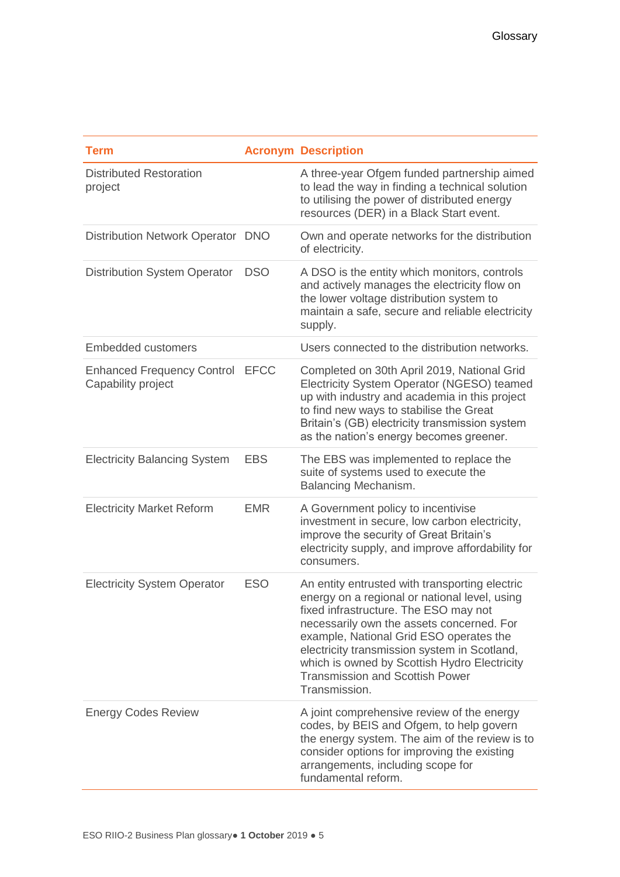| Term | Acronym | Description |
|---|---|---|
| Distributed Restoration project | | A three-year Ofgem funded partnership aimed to lead the way in finding a technical solution to utilising the power of distributed energy resources (DER) in a Black Start event. |
| Distribution Network Operator | DNO | Own and operate networks for the distribution of electricity. |
| Distribution System Operator | DSO | A DSO is the entity which monitors, controls and actively manages the electricity flow on the lower voltage distribution system to maintain a safe, secure and reliable electricity supply. |
| Embedded customers | | Users connected to the distribution networks. |
| Enhanced Frequency Control Capability project | EFCC | Completed on 30th April 2019, National Grid Electricity System Operator (NGESO) teamed up with industry and academia in this project to find new ways to stabilise the Great Britain's (GB) electricity transmission system as the nation's energy becomes greener. |
| Electricity Balancing System | EBS | The EBS was implemented to replace the suite of systems used to execute the Balancing Mechanism. |
| Electricity Market Reform | EMR | A Government policy to incentivise investment in secure, low carbon electricity, improve the security of Great Britain's electricity supply, and improve affordability for consumers. |
| Electricity System Operator | ESO | An entity entrusted with transporting electric energy on a regional or national level, using fixed infrastructure. The ESO may not necessarily own the assets concerned. For example, National Grid ESO operates the electricity transmission system in Scotland, which is owned by Scottish Hydro Electricity Transmission and Scottish Power Transmission. |
| Energy Codes Review | | A joint comprehensive review of the energy codes, by BEIS and Ofgem, to help govern the energy system. The aim of the review is to consider options for improving the existing arrangements, including scope for fundamental reform. |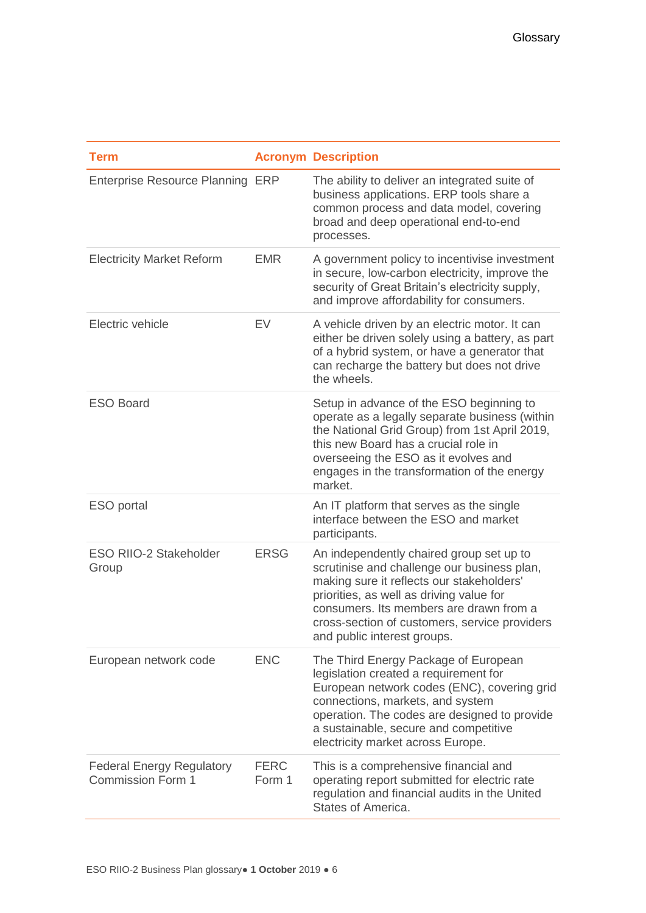| Term | Acronym | Description |
|---|---|---|
| Enterprise Resource Planning | ERP | The ability to deliver an integrated suite of business applications. ERP tools share a common process and data model, covering broad and deep operational end-to-end processes. |
| Electricity Market Reform | EMR | A government policy to incentivise investment in secure, low-carbon electricity, improve the security of Great Britain's electricity supply, and improve affordability for consumers. |
| Electric vehicle | EV | A vehicle driven by an electric motor. It can either be driven solely using a battery, as part of a hybrid system, or have a generator that can recharge the battery but does not drive the wheels. |
| ESO Board | | Setup in advance of the ESO beginning to operate as a legally separate business (within the National Grid Group) from 1st April 2019, this new Board has a crucial role in overseeing the ESO as it evolves and engages in the transformation of the energy market. |
| ESO portal | | An IT platform that serves as the single interface between the ESO and market participants. |
| ESO RIIO-2 Stakeholder Group | ERSG | An independently chaired group set up to scrutinise and challenge our business plan, making sure it reflects our stakeholders' priorities, as well as driving value for consumers. Its members are drawn from a cross-section of customers, service providers and public interest groups. |
| European network code | ENC | The Third Energy Package of European legislation created a requirement for European network codes (ENC), covering grid connections, markets, and system operation. The codes are designed to provide a sustainable, secure and competitive electricity market across Europe. |
| Federal Energy Regulatory Commission Form 1 | FERC Form 1 | This is a comprehensive financial and operating report submitted for electric rate regulation and financial audits in the United States of America. |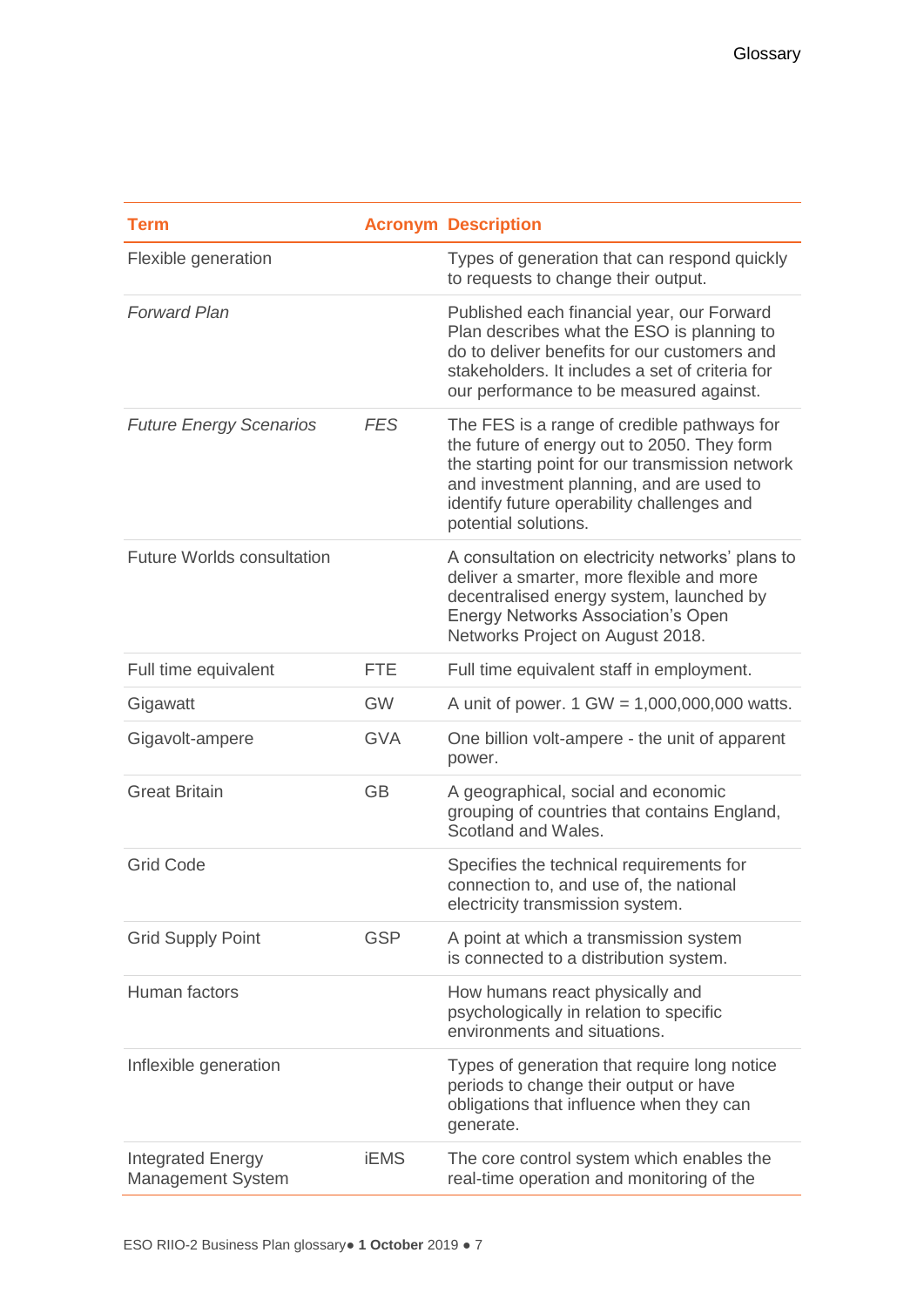| Term | Acronym | Description |
|---|---|---|
| Flexible generation | | Types of generation that can respond quickly to requests to change their output. |
| *Forward Plan* | | Published each financial year, our Forward Plan describes what the ESO is planning to do to deliver benefits for our customers and stakeholders. It includes a set of criteria for our performance to be measured against. |
| *Future Energy Scenarios* | *FES* | The FES is a range of credible pathways for the future of energy out to 2050. They form the starting point for our transmission network and investment planning, and are used to identify future operability challenges and potential solutions. |
| Future Worlds consultation | | A consultation on electricity networks' plans to deliver a smarter, more flexible and more decentralised energy system, launched by Energy Networks Association's Open Networks Project on August 2018. |
| Full time equivalent | FTE | Full time equivalent staff in employment. |
| Gigawatt | GW | A unit of power. 1 GW = 1,000,000,000 watts. |
| Gigavolt-ampere | GVA | One billion volt-ampere - the unit of apparent power. |
| Great Britain | GB | A geographical, social and economic grouping of countries that contains England, Scotland and Wales. |
| Grid Code | | Specifies the technical requirements for connection to, and use of, the national electricity transmission system. |
| Grid Supply Point | GSP | A point at which a transmission system is connected to a distribution system. |
| Human factors | | How humans react physically and psychologically in relation to specific environments and situations. |
| Inflexible generation | | Types of generation that require long notice periods to change their output or have obligations that influence when they can generate. |
| Integrated Energy Management System | iEMS | The core control system which enables the real-time operation and monitoring of the |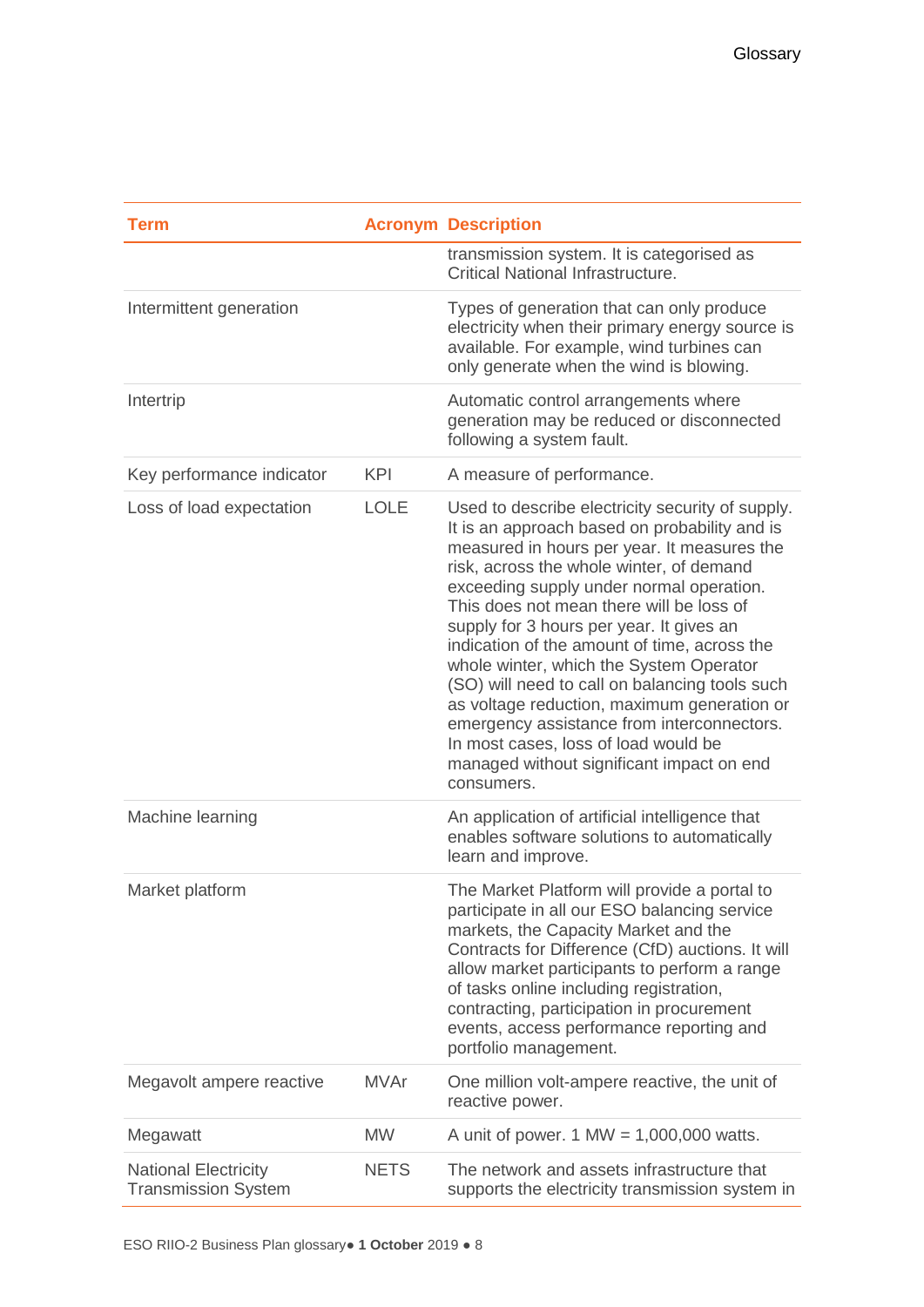| Term | Acronym | Description |
|---|---|---|
| | | transmission system. It is categorised as Critical National Infrastructure. |
| Intermittent generation | | Types of generation that can only produce electricity when their primary energy source is available. For example, wind turbines can only generate when the wind is blowing. |
| Intertrip | | Automatic control arrangements where generation may be reduced or disconnected following a system fault. |
| Key performance indicator | KPI | A measure of performance. |
| Loss of load expectation | LOLE | Used to describe electricity security of supply. It is an approach based on probability and is measured in hours per year. It measures the risk, across the whole winter, of demand exceeding supply under normal operation. This does not mean there will be loss of supply for 3 hours per year. It gives an indication of the amount of time, across the whole winter, which the System Operator (SO) will need to call on balancing tools such as voltage reduction, maximum generation or emergency assistance from interconnectors. In most cases, loss of load would be managed without significant impact on end consumers. |
| Machine learning | | An application of artificial intelligence that enables software solutions to automatically learn and improve. |
| Market platform | | The Market Platform will provide a portal to participate in all our ESO balancing service markets, the Capacity Market and the Contracts for Difference (CfD) auctions. It will allow market participants to perform a range of tasks online including registration, contracting, participation in procurement events, access performance reporting and portfolio management. |
| Megavolt ampere reactive | MVAr | One million volt-ampere reactive, the unit of reactive power. |
| Megawatt | MW | A unit of power. 1 MW = 1,000,000 watts. |
| National Electricity Transmission System | NETS | The network and assets infrastructure that supports the electricity transmission system in |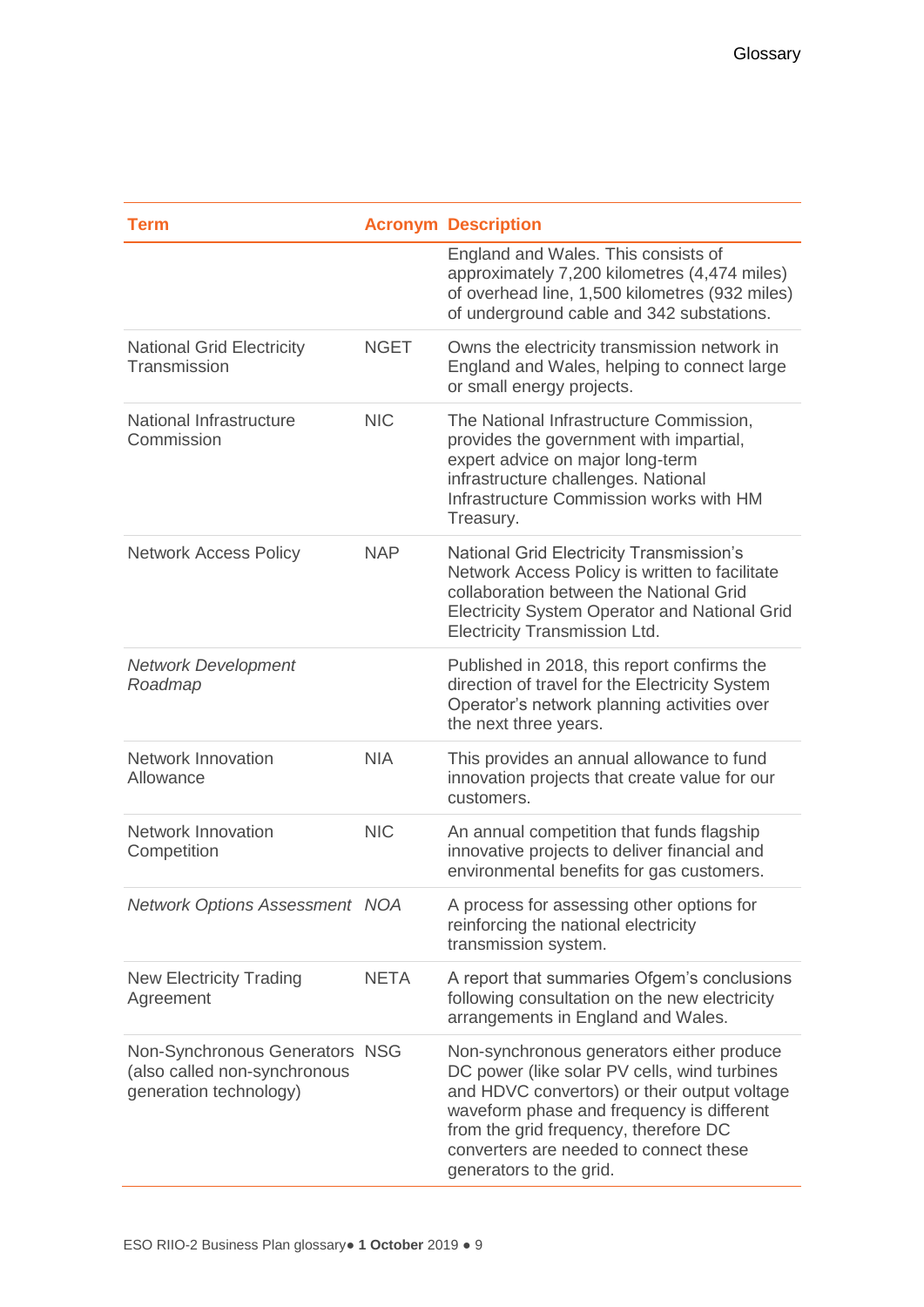| Term | Acronym | Description |
|---|---|---|
| | | England and Wales. This consists of approximately 7,200 kilometres (4,474 miles) of overhead line, 1,500 kilometres (932 miles) of underground cable and 342 substations. |
| National Grid Electricity Transmission | NGET | Owns the electricity transmission network in England and Wales, helping to connect large or small energy projects. |
| National Infrastructure Commission | NIC | The National Infrastructure Commission, provides the government with impartial, expert advice on major long-term infrastructure challenges. National Infrastructure Commission works with HM Treasury. |
| Network Access Policy | NAP | National Grid Electricity Transmission's Network Access Policy is written to facilitate collaboration between the National Grid Electricity System Operator and National Grid Electricity Transmission Ltd. |
| *Network Development Roadmap* | | Published in 2018, this report confirms the direction of travel for the Electricity System Operator's network planning activities over the next three years. |
| Network Innovation Allowance | NIA | This provides an annual allowance to fund innovation projects that create value for our customers. |
| Network Innovation Competition | NIC | An annual competition that funds flagship innovative projects to deliver financial and environmental benefits for gas customers. |
| *Network Options Assessment* | *NOA* | A process for assessing other options for reinforcing the national electricity transmission system. |
| New Electricity Trading Agreement | NETA | A report that summaries Ofgem's conclusions following consultation on the new electricity arrangements in England and Wales. |
| Non-Synchronous Generators (also called non-synchronous generation technology) | NSG | Non-synchronous generators either produce DC power (like solar PV cells, wind turbines and HDVC convertors) or their output voltage waveform phase and frequency is different from the grid frequency, therefore DC converters are needed to connect these generators to the grid. |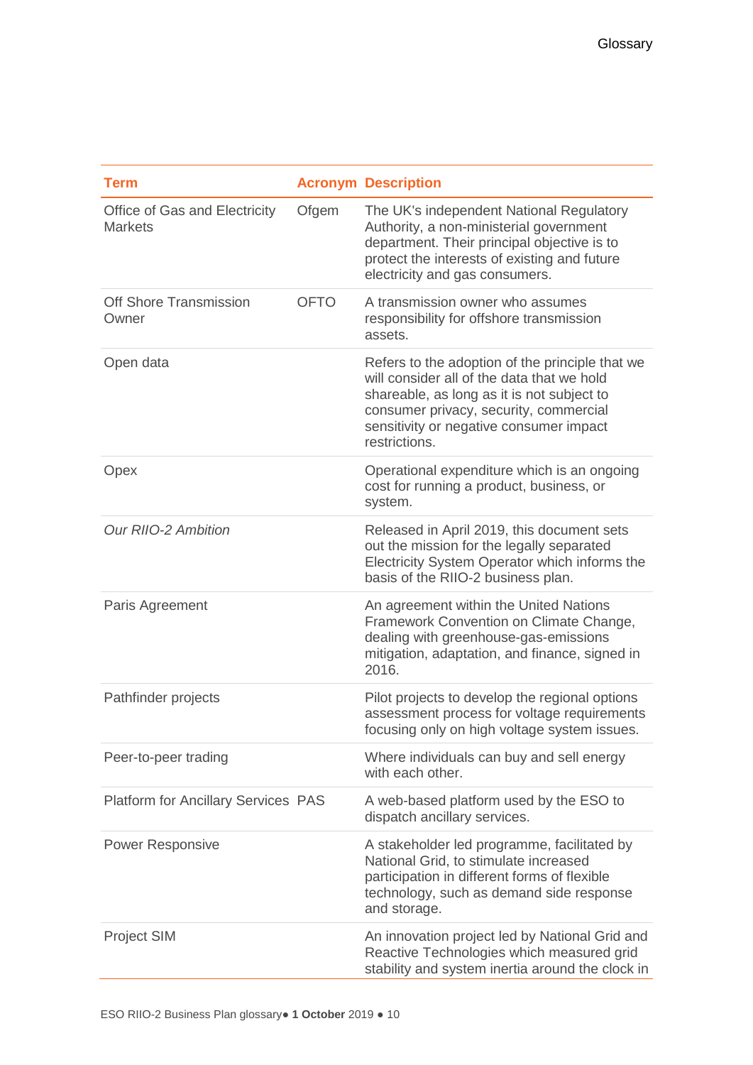| Term | Acronym | Description |
|---|---|---|
| Office of Gas and Electricity Markets | Ofgem | The UK's independent National Regulatory Authority, a non-ministerial government department. Their principal objective is to protect the interests of existing and future electricity and gas consumers. |
| Off Shore Transmission Owner | OFTO | A transmission owner who assumes responsibility for offshore transmission assets. |
| Open data | | Refers to the adoption of the principle that we will consider all of the data that we hold shareable, as long as it is not subject to consumer privacy, security, commercial sensitivity or negative consumer impact restrictions. |
| Opex | | Operational expenditure which is an ongoing cost for running a product, business, or system. |
| *Our RIIO-2 Ambition* | | Released in April 2019, this document sets out the mission for the legally separated Electricity System Operator which informs the basis of the RIIO-2 business plan. |
| Paris Agreement | | An agreement within the United Nations Framework Convention on Climate Change, dealing with greenhouse-gas-emissions mitigation, adaptation, and finance, signed in 2016. |
| Pathfinder projects | | Pilot projects to develop the regional options assessment process for voltage requirements focusing only on high voltage system issues. |
| Peer-to-peer trading | | Where individuals can buy and sell energy with each other. |
| Platform for Ancillary Services | PAS | A web-based platform used by the ESO to dispatch ancillary services. |
| Power Responsive | | A stakeholder led programme, facilitated by National Grid, to stimulate increased participation in different forms of flexible technology, such as demand side response and storage. |
| Project SIM | | An innovation project led by National Grid and Reactive Technologies which measured grid stability and system inertia around the clock in |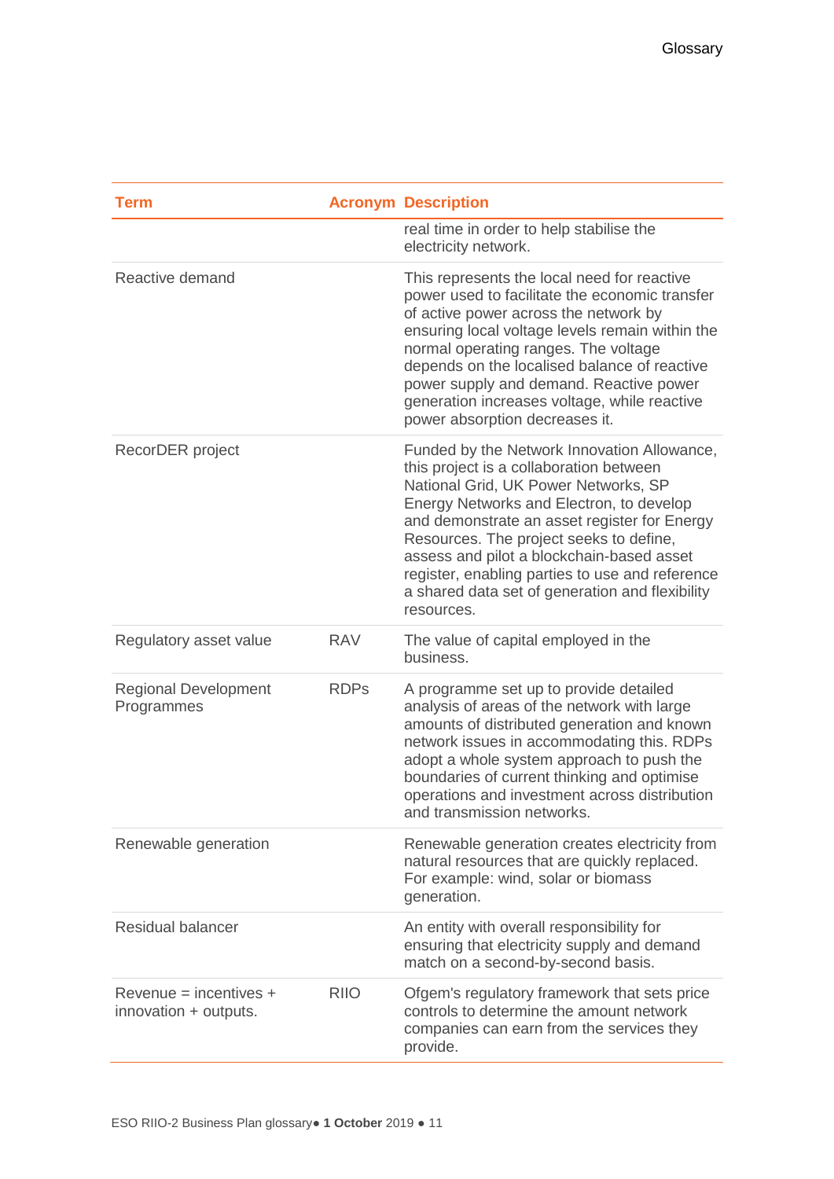| Term | Acronym | Description |
|---|---|---|
| | | real time in order to help stabilise the electricity network. |
| Reactive demand | | This represents the local need for reactive power used to facilitate the economic transfer of active power across the network by ensuring local voltage levels remain within the normal operating ranges. The voltage depends on the localised balance of reactive power supply and demand. Reactive power generation increases voltage, while reactive power absorption decreases it. |
| RecorDER project | | Funded by the Network Innovation Allowance, this project is a collaboration between National Grid, UK Power Networks, SP Energy Networks and Electron, to develop and demonstrate an asset register for Energy Resources. The project seeks to define, assess and pilot a blockchain-based asset register, enabling parties to use and reference a shared data set of generation and flexibility resources. |
| Regulatory asset value | RAV | The value of capital employed in the business. |
| Regional Development Programmes | RDPs | A programme set up to provide detailed analysis of areas of the network with large amounts of distributed generation and known network issues in accommodating this. RDPs adopt a whole system approach to push the boundaries of current thinking and optimise operations and investment across distribution and transmission networks. |
| Renewable generation | | Renewable generation creates electricity from natural resources that are quickly replaced. For example: wind, solar or biomass generation. |
| Residual balancer | | An entity with overall responsibility for ensuring that electricity supply and demand match on a second-by-second basis. |
| Revenue = incentives + innovation + outputs. | RIIO | Ofgem's regulatory framework that sets price controls to determine the amount network companies can earn from the services they provide. |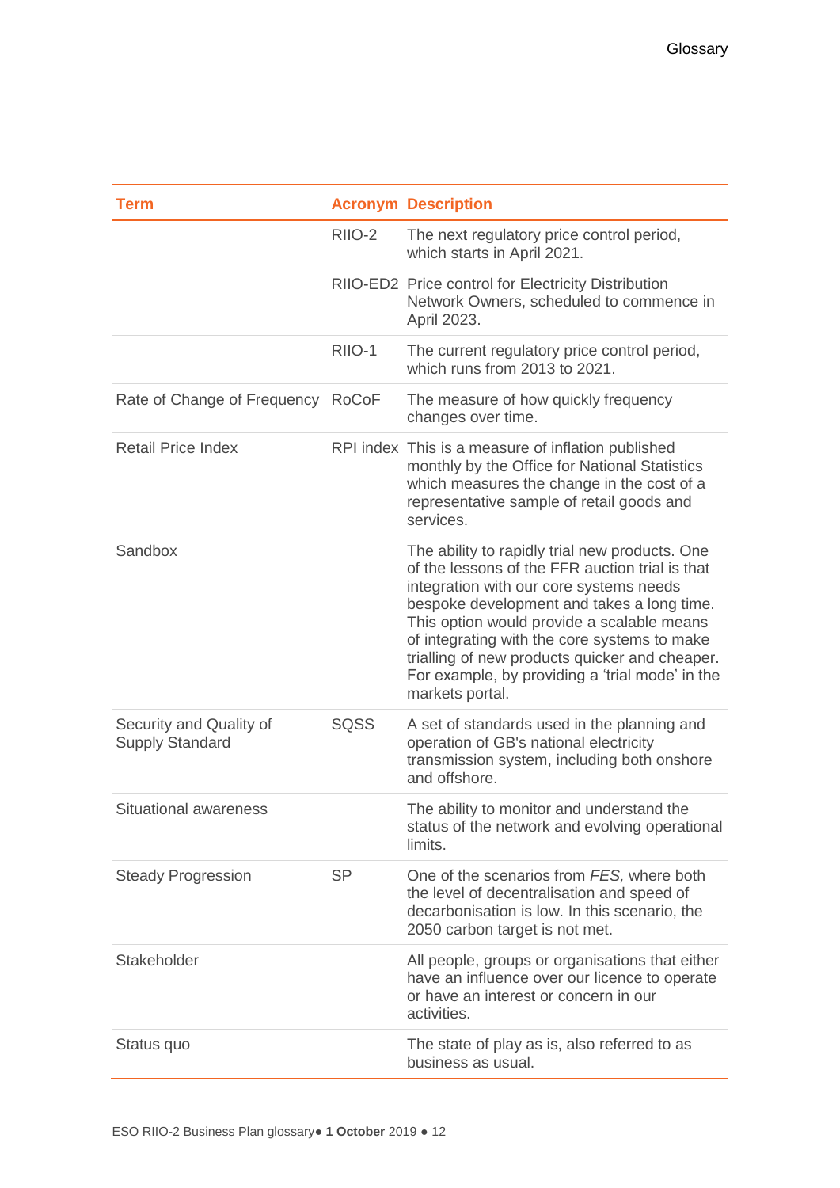| Term | Acronym | Description |
|---|---|---|
| | RIIO-2 | The next regulatory price control period, which starts in April 2021. |
| | RIIO-ED2 | Price control for Electricity Distribution Network Owners, scheduled to commence in April 2023. |
| | RIIO-1 | The current regulatory price control period, which runs from 2013 to 2021. |
| Rate of Change of Frequency | RoCoF | The measure of how quickly frequency changes over time. |
| Retail Price Index | RPI index | This is a measure of inflation published monthly by the Office for National Statistics which measures the change in the cost of a representative sample of retail goods and services. |
| Sandbox | | The ability to rapidly trial new products. One of the lessons of the FFR auction trial is that integration with our core systems needs bespoke development and takes a long time. This option would provide a scalable means of integrating with the core systems to make trialling of new products quicker and cheaper. For example, by providing a 'trial mode' in the markets portal. |
| Security and Quality of Supply Standard | SQSS | A set of standards used in the planning and operation of GB's national electricity transmission system, including both onshore and offshore. |
| Situational awareness | | The ability to monitor and understand the status of the network and evolving operational limits. |
| Steady Progression | SP | One of the scenarios from *FES,* where both the level of decentralisation and speed of decarbonisation is low. In this scenario, the 2050 carbon target is not met. |
| Stakeholder | | All people, groups or organisations that either have an influence over our licence to operate or have an interest or concern in our activities. |
| Status quo | | The state of play as is, also referred to as business as usual. |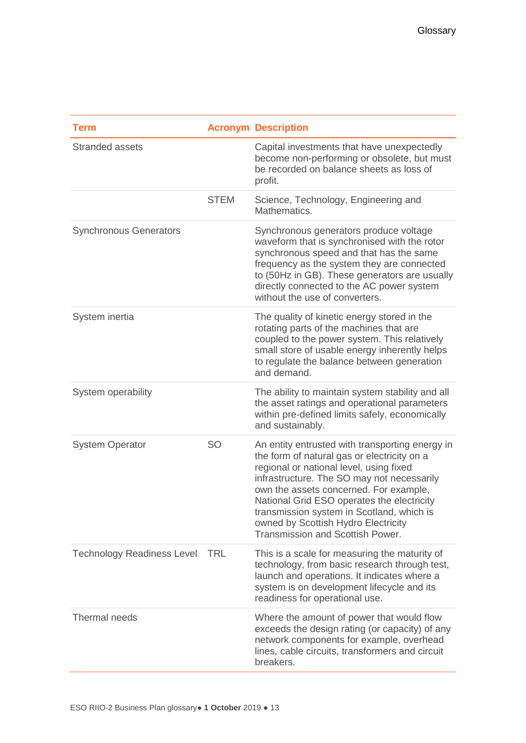| Term | Acronym | Description |
|---|---|---|
| Stranded assets | | Capital investments that have unexpectedly become non-performing or obsolete, but must be recorded on balance sheets as loss of profit. |
| | STEM | Science, Technology, Engineering and Mathematics. |
| Synchronous Generators | | Synchronous generators produce voltage waveform that is synchronised with the rotor synchronous speed and that has the same frequency as the system they are connected to (50Hz in GB). These generators are usually directly connected to the AC power system without the use of converters. |
| System inertia | | The quality of kinetic energy stored in the rotating parts of the machines that are coupled to the power system. This relatively small store of usable energy inherently helps to regulate the balance between generation and demand. |
| System operability | | The ability to maintain system stability and all the asset ratings and operational parameters within pre-defined limits safely, economically and sustainably. |
| System Operator | SO | An entity entrusted with transporting energy in the form of natural gas or electricity on a regional or national level, using fixed infrastructure. The SO may not necessarily own the assets concerned. For example, National Grid ESO operates the electricity transmission system in Scotland, which is owned by Scottish Hydro Electricity Transmission and Scottish Power. |
| Technology Readiness Level | TRL | This is a scale for measuring the maturity of technology, from basic research through test, launch and operations. It indicates where a system is on development lifecycle and its readiness for operational use. |
| Thermal needs | | Where the amount of power that would flow exceeds the design rating (or capacity) of any network components for example, overhead lines, cable circuits, transformers and circuit breakers. |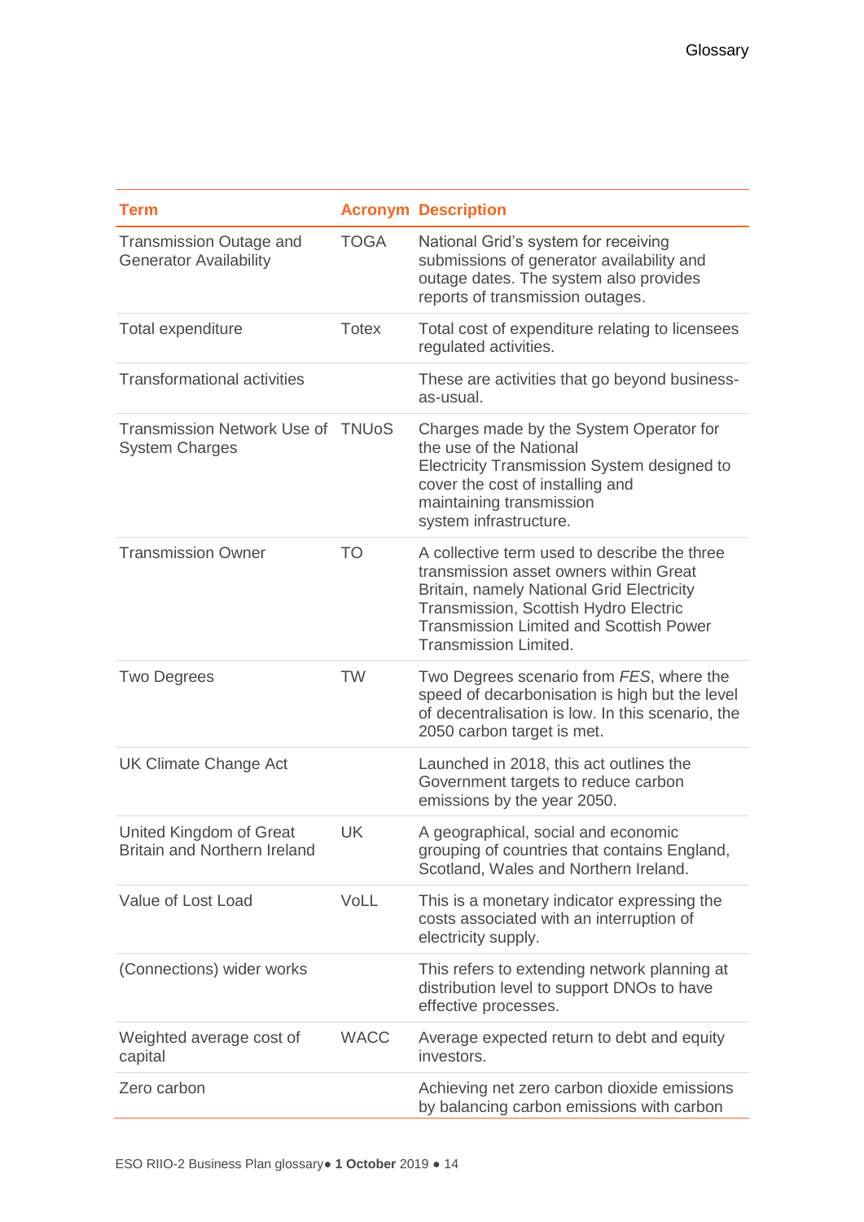| Term | Acronym | Description |
| --- | --- | --- |
| Transmission Outage and Generator Availability | TOGA | National Grid's system for receiving submissions of generator availability and outage dates. The system also provides reports of transmission outages. |
| Total expenditure | Totex | Total cost of expenditure relating to licensees regulated activities. |
| Transformational activities | | These are activities that go beyond business-as-usual. |
| Transmission Network Use of System Charges | TNUoS | Charges made by the System Operator for the use of the National Electricity Transmission System designed to cover the cost of installing and maintaining transmission system infrastructure. |
| Transmission Owner | TO | A collective term used to describe the three transmission asset owners within Great Britain, namely National Grid Electricity Transmission, Scottish Hydro Electric Transmission Limited and Scottish Power Transmission Limited. |
| Two Degrees | TW | Two Degrees scenario from *FES*, where the speed of decarbonisation is high but the level of decentralisation is low. In this scenario, the 2050 carbon target is met. |
| UK Climate Change Act | | Launched in 2018, this act outlines the Government targets to reduce carbon emissions by the year 2050. |
| United Kingdom of Great Britain and Northern Ireland | UK | A geographical, social and economic grouping of countries that contains England, Scotland, Wales and Northern Ireland. |
| Value of Lost Load | VoLL | This is a monetary indicator expressing the costs associated with an interruption of electricity supply. |
| (Connections) wider works | | This refers to extending network planning at distribution level to support DNOs to have effective processes. |
| Weighted average cost of capital | WACC | Average expected return to debt and equity investors. |
| Zero carbon | | Achieving net zero carbon dioxide emissions by balancing carbon emissions with carbon |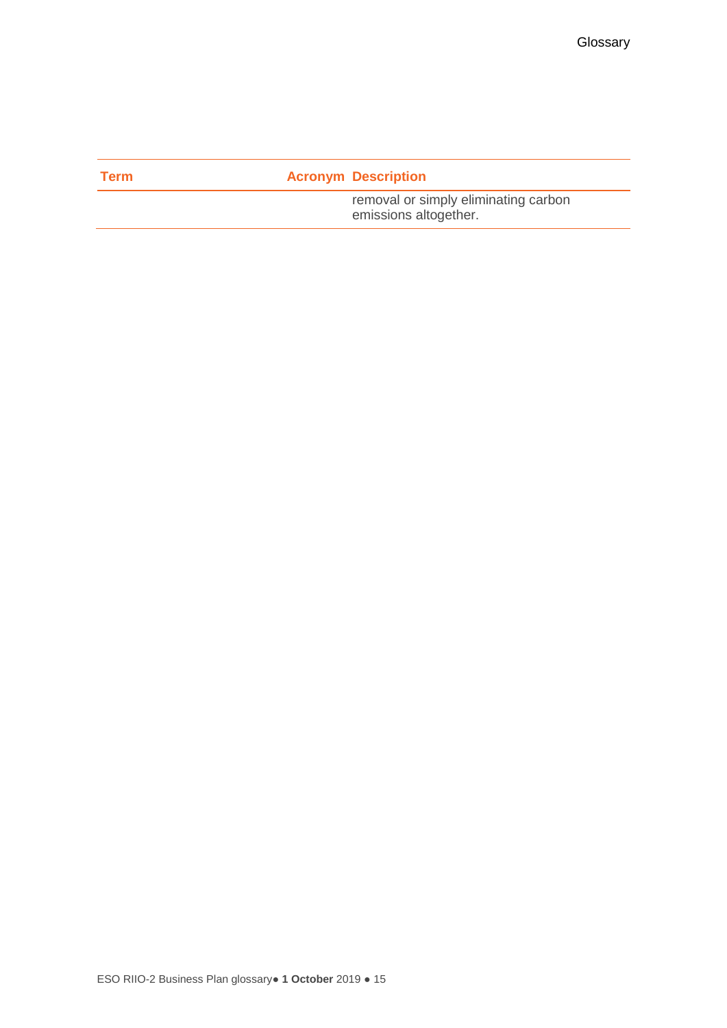| Term | Acronym | Description |
| --- | --- | --- |
| | | removal or simply eliminating carbon emissions altogether. |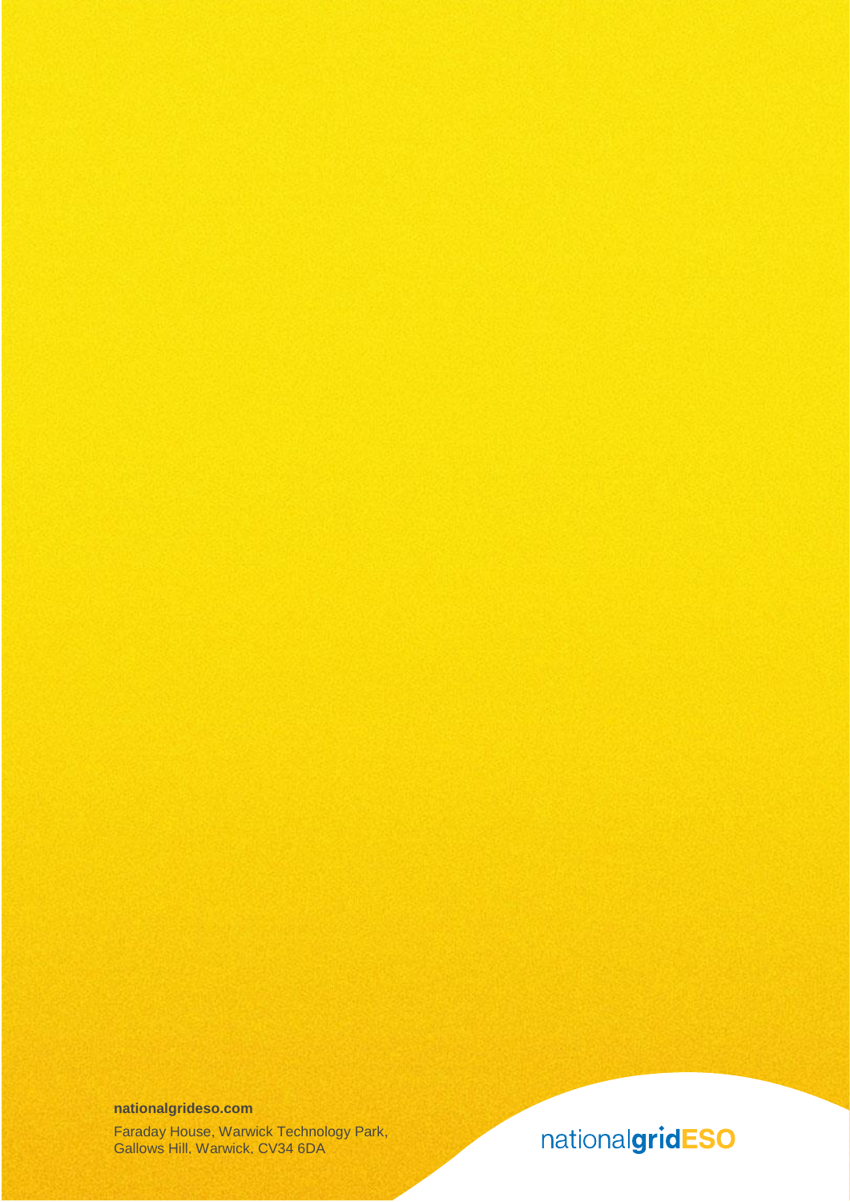**nationalgrideso.com**

Faraday House, Warwick Technology Park,
Gallows Hill, Warwick, CV34 6DA

nationalgridESO